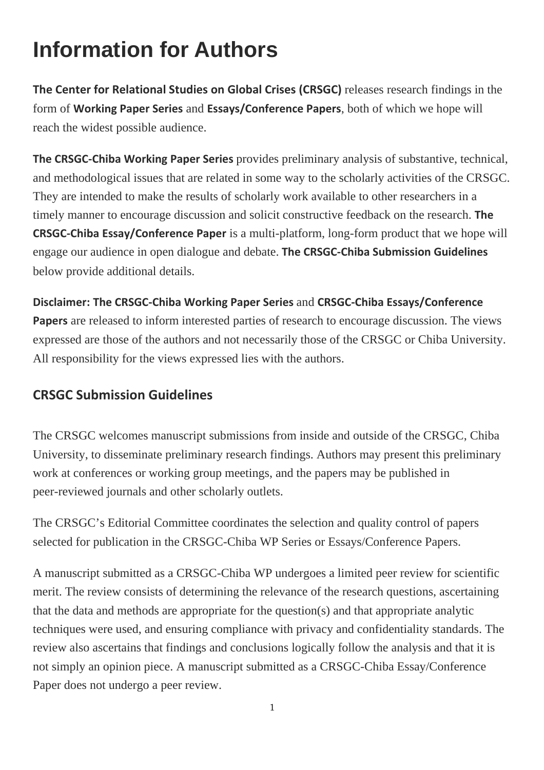# Information for Authors

**The Center for Relational Studies on Global Crises (CRSGC)** releases research findings in the form of **Working Paper Series** and **Essays/Conference Papers**, both of which we hope will reach the widest possible audience.

**The CRSGC-Chiba Working Paper Series** provides preliminary analysis of substantive, technical, and methodological issues that are related in some way to the scholarly activities of the CRSGC. They are intended to make the results of scholarly work available to other researchers in a timely manner to encourage discussion and solicit constructive feedback on the research. **The CRSGC-Chiba Essay/Conference Paper** is a multi-platform, long-form product that we hope will engage our audience in open dialogue and debate. **The CRSGC-Chiba Submission Guidelines** below provide additional details.

**Disclaimer: The CRSGC-Chiba Working Paper Series** and **CRSGC-Chiba Essays/Conference Papers** are released to inform interested parties of research to encourage discussion. The views expressed are those of the authors and not necessarily those of the CRSGC or Chiba University. All responsibility for the views expressed lies with the authors.

## CRSGC Submission Guidelines

The CRSGC welcomes manuscript submissions from inside and outside of the CRSGC, Chiba University, to disseminate preliminary research findings. Authors may present this preliminary work at conferences or working group meetings, and the papers may be published in peer-reviewed journals and other scholarly outlets.

The CRSGC's Editorial Committee coordinates the selection and quality control of papers selected for publication in the CRSGC-Chiba WP Series or Essays/Conference Papers.

A manuscript submitted as a CRSGC-Chiba WP undergoes a limited peer review for scientific merit. The review consists of determining the relevance of the research questions, ascertaining that the data and methods are appropriate for the question(s) and that appropriate analytic techniques were used, and ensuring compliance with privacy and confidentiality standards. The review also ascertains that findings and conclusions logically follow the analysis and that it is not simply an opinion piece. A manuscript submitted as a CRSGC-Chiba Essay/Conference Paper does not undergo a peer review.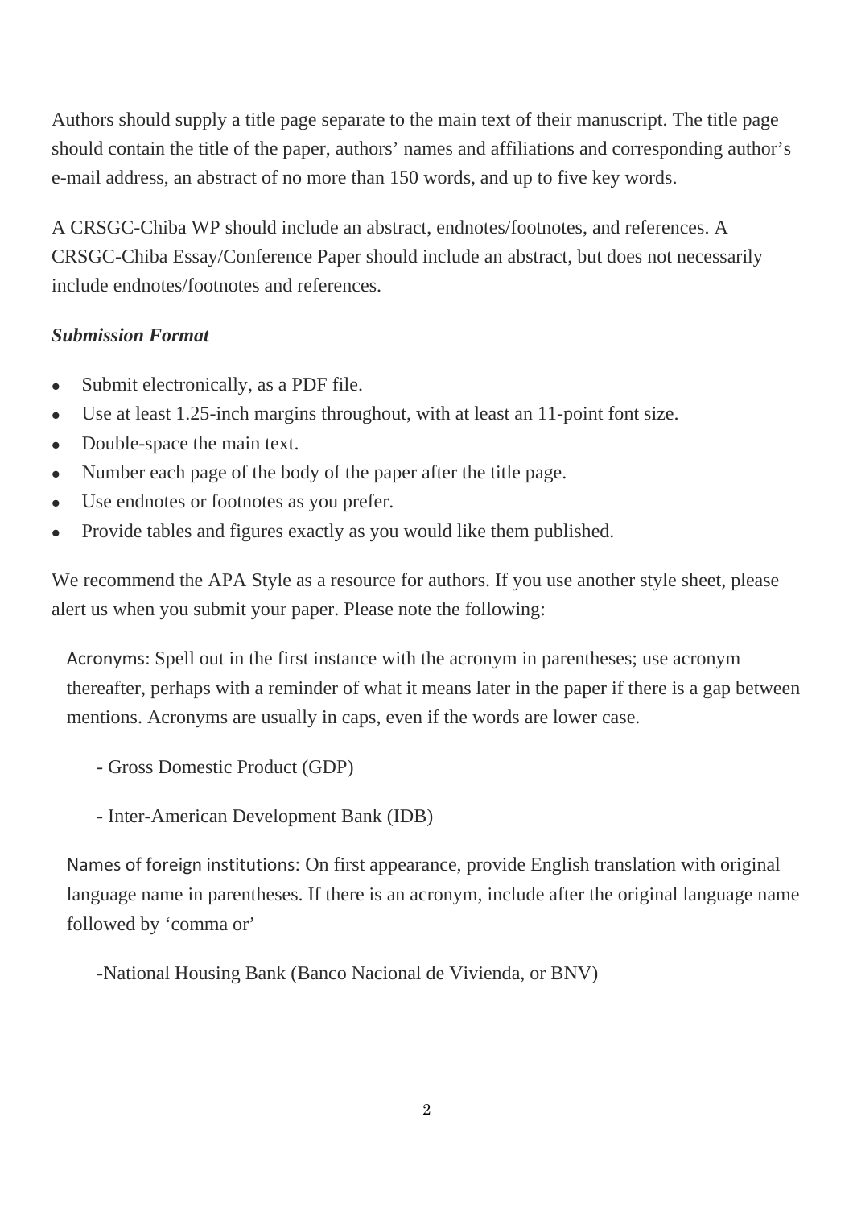Authors should supply a title page separate to the main text of their manuscript. The title page should contain the title of the paper, authors' names and affiliations and corresponding author's e-mail address, an abstract of no more than 150 words, and up to five key words.

A CRSGC-Chiba WP should include an abstract, endnotes/footnotes, and references. A CRSGC-Chiba Essay/Conference Paper should include an abstract, but does not necessarily include endnotes/footnotes and references.

***Submission Format***

- Submit electronically, as a PDF file.
- Use at least 1.25-inch margins throughout, with at least an 11-point font size.
- Double-space the main text.
- Number each page of the body of the paper after the title page.
- Use endnotes or footnotes as you prefer.
- Provide tables and figures exactly as you would like them published.

We recommend the APA Style as a resource for authors. If you use another style sheet, please alert us when you submit your paper. Please note the following:

Acronyms: Spell out in the first instance with the acronym in parentheses; use acronym thereafter, perhaps with a reminder of what it means later in the paper if there is a gap between mentions. Acronyms are usually in caps, even if the words are lower case.

- Gross Domestic Product (GDP)

- Inter-American Development Bank (IDB)

Names of foreign institutions: On first appearance, provide English translation with original language name in parentheses. If there is an acronym, include after the original language name followed by 'comma or'

-National Housing Bank (Banco Nacional de Vivienda, or BNV)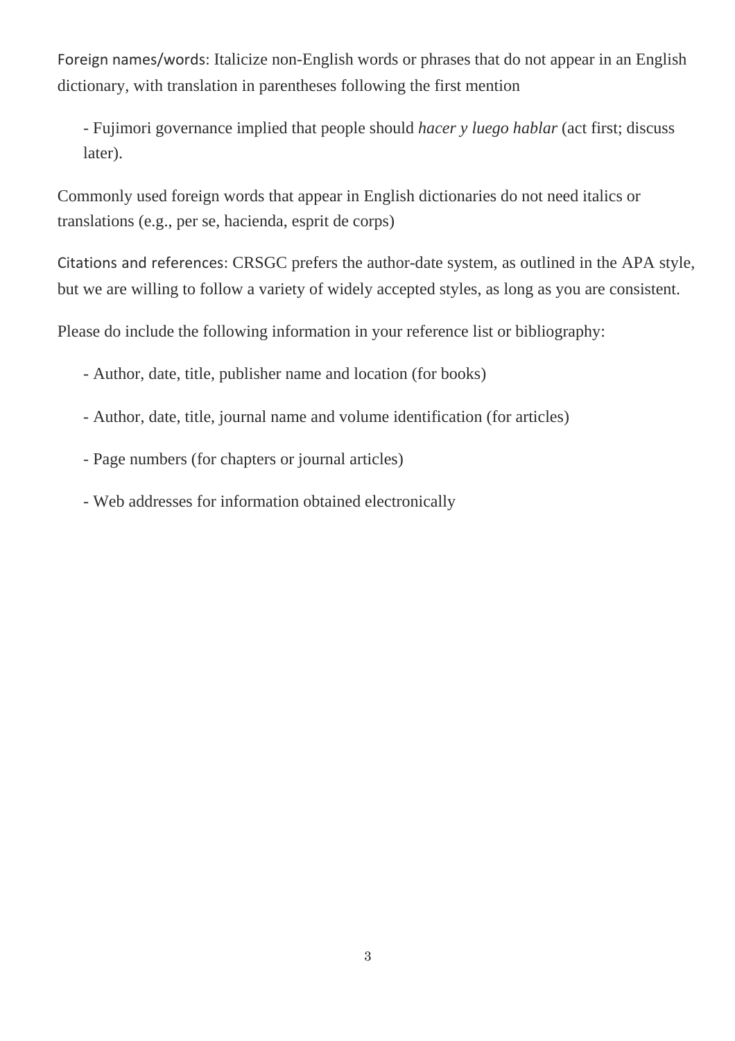Foreign names/words: Italicize non-English words or phrases that do not appear in an English dictionary, with translation in parentheses following the first mention

- Fujimori governance implied that people should *hacer y luego hablar* (act first; discuss later).

Commonly used foreign words that appear in English dictionaries do not need italics or translations (e.g., per se, hacienda, esprit de corps)

Citations and references: CRSGC prefers the author-date system, as outlined in the APA style, but we are willing to follow a variety of widely accepted styles, as long as you are consistent.

Please do include the following information in your reference list or bibliography:

- Author, date, title, publisher name and location (for books)
- Author, date, title, journal name and volume identification (for articles)
- Page numbers (for chapters or journal articles)
- Web addresses for information obtained electronically